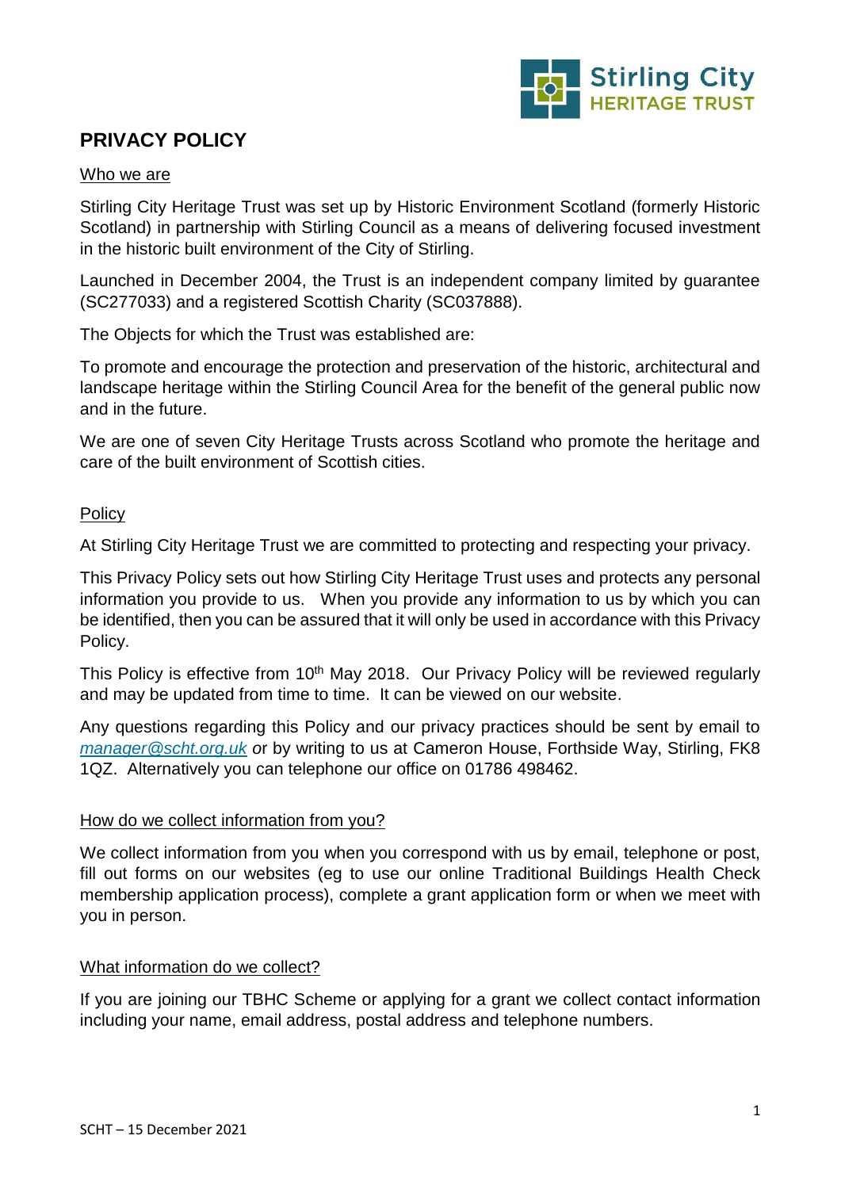# PRIVACY POLICY

## Who we are

Stirling City Heritage Trust was set up by Historic Environment Scotland (formerly Historic Scotland) in partnership with Stirling Council as a means of delivering focused investment in the historic built environment of the City of Stirling.

Launched in December 2004, the Trust is an independent company limited by guarantee (SC277033) and a registered Scottish Charity (SC037888).

The Objects for which the Trust was established are:

To promote and encourage the protection and preservation of the historic, architectural and landscape heritage within the Stirling Council Area for the benefit of the general public now and in the future.

We are one of seven City Heritage Trusts across Scotland who promote the heritage and care of the built environment of Scottish cities.

## Policy

At Stirling City Heritage Trust we are committed to protecting and respecting your privacy.

This Privacy Policy sets out how Stirling City Heritage Trust uses and protects any personal information you provide to us. When you provide any information to us by which you can be identified, then you can be assured that it will only be used in accordance with this Privacy Policy.

This Policy is effective from 10th May 2018. Our Privacy Policy will be reviewed regularly and may be updated from time to time. It can be viewed on our website.

Any questions regarding this Policy and our privacy practices should be sent by email to *manager@scht.org.uk* or by writing to us at Cameron House, Forthside Way, Stirling, FK8 1QZ. Alternatively you can telephone our office on 01786 498462.

## How do we collect information from you?

We collect information from you when you correspond with us by email, telephone or post, fill out forms on our websites (eg to use our online Traditional Buildings Health Check membership application process), complete a grant application form or when we meet with you in person.

## What information do we collect?

If you are joining our TBHC Scheme or applying for a grant we collect contact information including your name, email address, postal address and telephone numbers.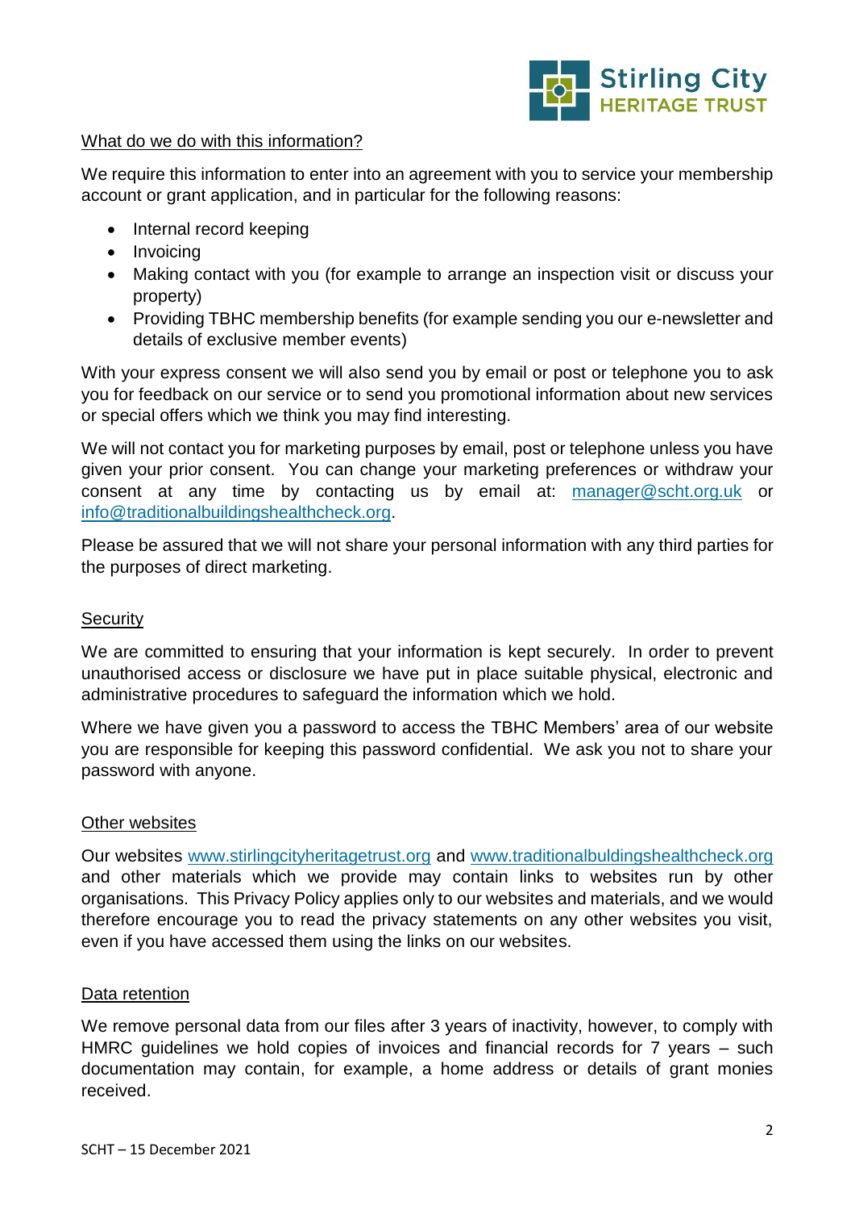## What do we do with this information?

We require this information to enter into an agreement with you to service your membership account or grant application, and in particular for the following reasons:

- Internal record keeping
- Invoicing
- Making contact with you (for example to arrange an inspection visit or discuss your property)
- Providing TBHC membership benefits (for example sending you our e-newsletter and details of exclusive member events)

With your express consent we will also send you by email or post or telephone you to ask you for feedback on our service or to send you promotional information about new services or special offers which we think you may find interesting.

We will not contact you for marketing purposes by email, post or telephone unless you have given your prior consent. You can change your marketing preferences or withdraw your consent at any time by contacting us by email at: manager@scht.org.uk or info@traditionalbuildingshealthcheck.org.

Please be assured that we will not share your personal information with any third parties for the purposes of direct marketing.

## Security

We are committed to ensuring that your information is kept securely. In order to prevent unauthorised access or disclosure we have put in place suitable physical, electronic and administrative procedures to safeguard the information which we hold.

Where we have given you a password to access the TBHC Members' area of our website you are responsible for keeping this password confidential. We ask you not to share your password with anyone.

## Other websites

Our websites www.stirlingcityheritagetrust.org and www.traditionalbuldingshealthcheck.org and other materials which we provide may contain links to websites run by other organisations. This Privacy Policy applies only to our websites and materials, and we would therefore encourage you to read the privacy statements on any other websites you visit, even if you have accessed them using the links on our websites.

## Data retention

We remove personal data from our files after 3 years of inactivity, however, to comply with HMRC guidelines we hold copies of invoices and financial records for 7 years – such documentation may contain, for example, a home address or details of grant monies received.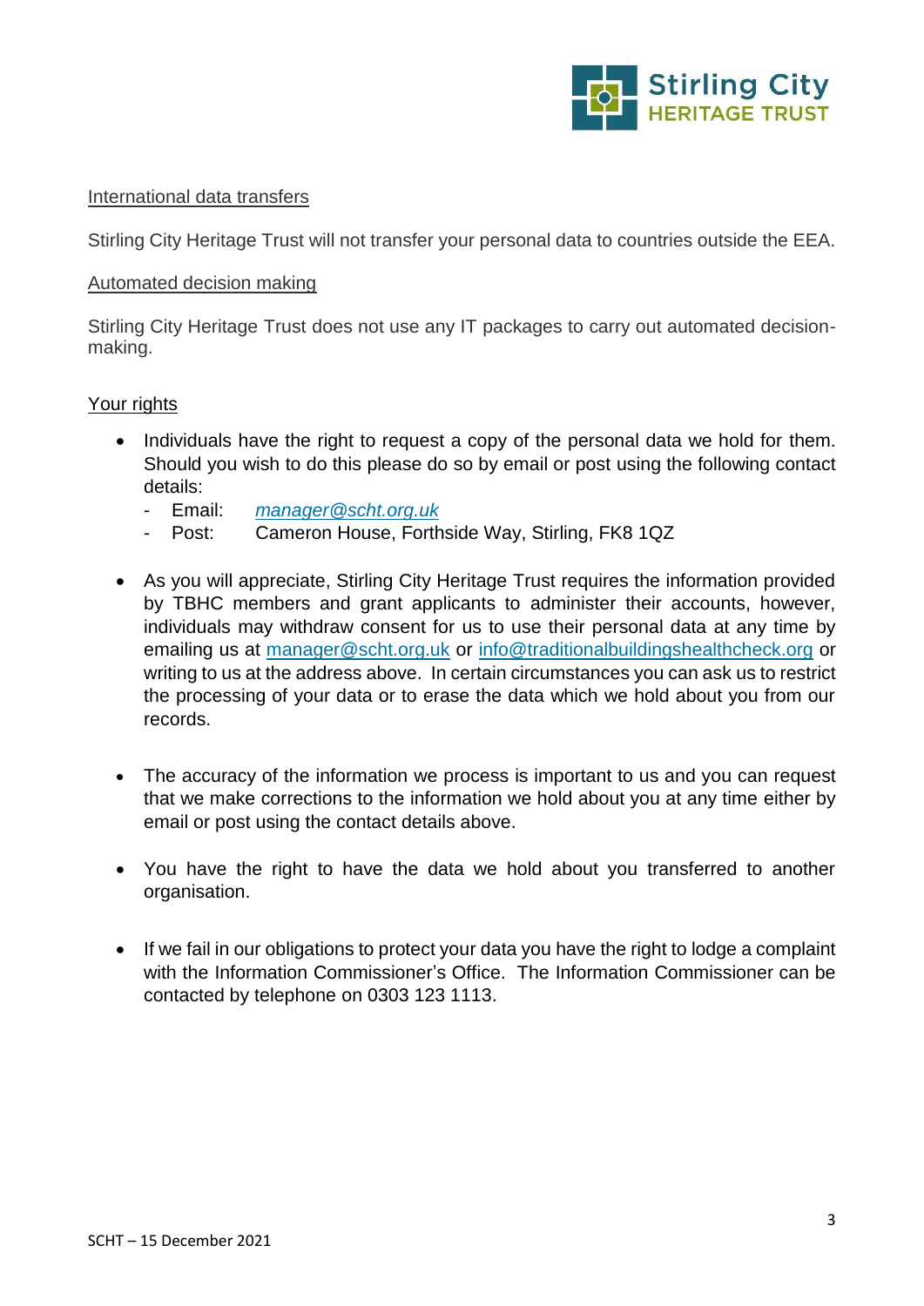## International data transfers

Stirling City Heritage Trust will not transfer your personal data to countries outside the EEA.

## Automated decision making

Stirling City Heritage Trust does not use any IT packages to carry out automated decision-making.

## Your rights

- Individuals have the right to request a copy of the personal data we hold for them. Should you wish to do this please do so by email or post using the following contact details:
  - Email: *manager@scht.org.uk*
  - Post: Cameron House, Forthside Way, Stirling, FK8 1QZ

- As you will appreciate, Stirling City Heritage Trust requires the information provided by TBHC members and grant applicants to administer their accounts, however, individuals may withdraw consent for us to use their personal data at any time by emailing us at manager@scht.org.uk or info@traditionalbuildingshealthcheck.org or writing to us at the address above. In certain circumstances you can ask us to restrict the processing of your data or to erase the data which we hold about you from our records.

- The accuracy of the information we process is important to us and you can request that we make corrections to the information we hold about you at any time either by email or post using the contact details above.

- You have the right to have the data we hold about you transferred to another organisation.

- If we fail in our obligations to protect your data you have the right to lodge a complaint with the Information Commissioner's Office. The Information Commissioner can be contacted by telephone on 0303 123 1113.